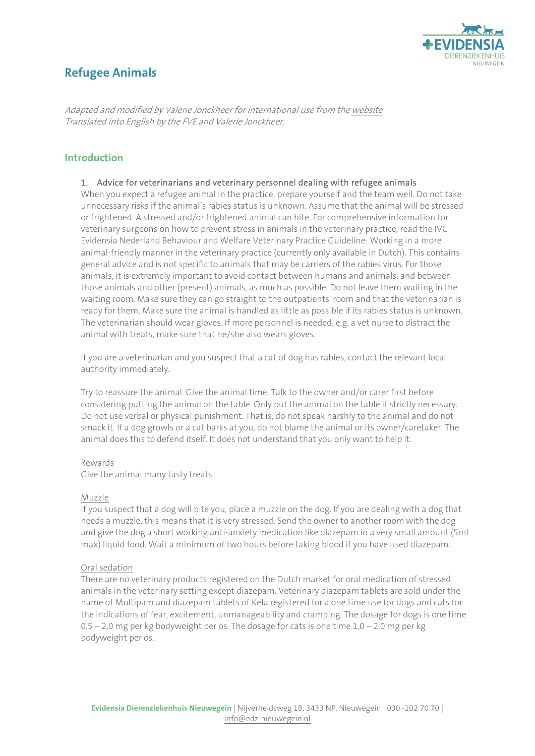# Refugee Animals

*Adapted and modified by Valerie Jonckheer for international use from the website*
*Translated into English by the FVE and Valerie Jonckheer.*

## Introduction

### 1. Advice for veterinarians and veterinary personnel dealing with refugee animals

When you expect a refugee animal in the practice, prepare yourself and the team well. Do not take unnecessary risks if the animal's rabies status is unknown. Assume that the animal will be stressed or frightened. A stressed and/or frightened animal can bite. For comprehensive information for veterinary surgeons on how to prevent stress in animals in the veterinary practice, read the IVC Evidensia Nederland Behaviour and Welfare Veterinary Practice Guideline: Working in a more animal-friendly manner in the veterinary practice (currently only available in Dutch). This contains general advice and is not specific to animals that may be carriers of the rabies virus. For those animals, it is extremely important to avoid contact between humans and animals, and between those animals and other (present) animals, as much as possible. Do not leave them waiting in the waiting room. Make sure they can go straight to the outpatients' room and that the veterinarian is ready for them. Make sure the animal is handled as little as possible if its rabies status is unknown. The veterinarian should wear gloves. If more personnel is needed, e.g. a vet nurse to distract the animal with treats, make sure that he/she also wears gloves.

If you are a veterinarian and you suspect that a cat of dog has rabies, contact the relevant local authority immediately.

Try to reassure the animal. Give the animal time. Talk to the owner and/or carer first before considering putting the animal on the table. Only put the animal on the table if strictly necessary. Do not use verbal or physical punishment. That is, do not speak harshly to the animal and do not smack it. If a dog growls or a cat barks at you, do not blame the animal or its owner/caretaker. The animal does this to defend itself. It does not understand that you only want to help it.

Rewards

Give the animal many tasty treats.

Muzzle

If you suspect that a dog will bite you, place a muzzle on the dog. If you are dealing with a dog that needs a muzzle, this means that it is very stressed. Send the owner to another room with the dog and give the dog a short working anti-anxiety medication like diazepam in a very small amount (5ml max) liquid food. Wait a minimum of two hours before taking blood if you have used diazepam.

Oral sedation

There are no veterinary products registered on the Dutch market for oral medication of stressed animals in the veterinary setting except diazepam. Veterinary diazepam tablets are sold under the name of Multipam and diazepam tablets of Kela registered for a one time use for dogs and cats for the indications of fear, excitement, unmanageability and cramping. The dosage for dogs is one time 0,5 – 2,0 mg per kg bodyweight per os. The dosage for cats is one time 1,0 – 2,0 mg per kg bodyweight per os.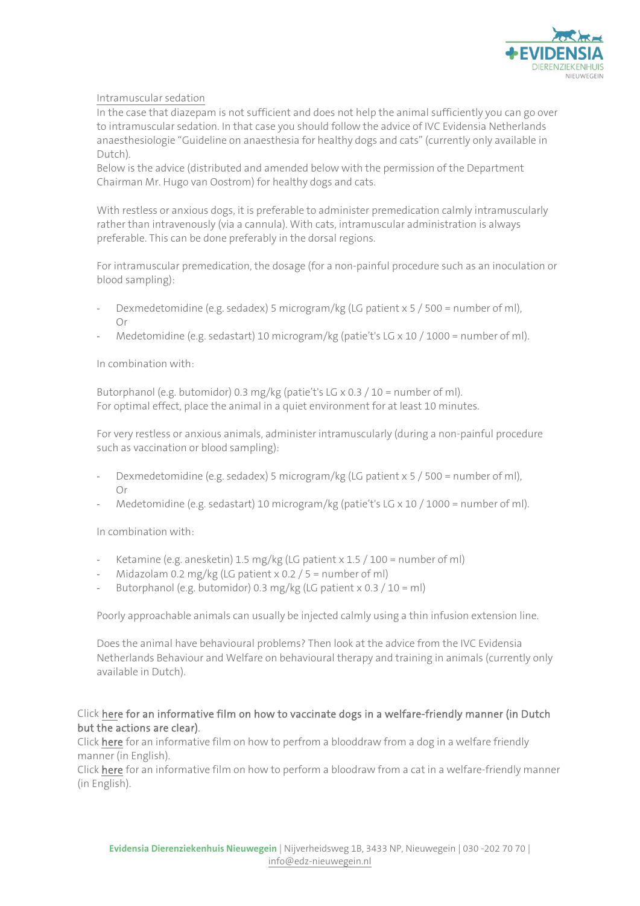Intramuscular sedation

In the case that diazepam is not sufficient and does not help the animal sufficiently you can go over to intramuscular sedation. In that case you should follow the advice of IVC Evidensia Netherlands anaesthesiologie "Guideline on anaesthesia for healthy dogs and cats" (currently only available in Dutch).

Below is the advice (distributed and amended below with the permission of the Department Chairman Mr. Hugo van Oostrom) for healthy dogs and cats.

With restless or anxious dogs, it is preferable to administer premedication calmly intramuscularly rather than intravenously (via a cannula). With cats, intramuscular administration is always preferable. This can be done preferably in the dorsal regions.

For intramuscular premedication, the dosage (for a non-painful procedure such as an inoculation or blood sampling):

- Dexmedetomidine (e.g. sedadex) 5 microgram/kg (LG patient x 5 / 500 = number of ml),
  Or
- Medetomidine (e.g. sedastart) 10 microgram/kg (patie't's LG x 10 / 1000 = number of ml).

In combination with:

Butorphanol (e.g. butomidor) 0.3 mg/kg (patie't's LG x 0.3 / 10 = number of ml).
For optimal effect, place the animal in a quiet environment for at least 10 minutes.

For very restless or anxious animals, administer intramuscularly (during a non-painful procedure such as vaccination or blood sampling):

- Dexmedetomidine (e.g. sedadex) 5 microgram/kg (LG patient x 5 / 500 = number of ml),
  Or
- Medetomidine (e.g. sedastart) 10 microgram/kg (patie't's LG x 10 / 1000 = number of ml).

In combination with:

- Ketamine (e.g. anesketin) 1.5 mg/kg (LG patient x 1.5 / 100 = number of ml)
- Midazolam 0.2 mg/kg (LG patient x 0.2 / 5 = number of ml)
- Butorphanol (e.g. butomidor) 0.3 mg/kg (LG patient x 0.3 / 10 = ml)

Poorly approachable animals can usually be injected calmly using a thin infusion extension line.

Does the animal have behavioural problems? Then look at the advice from the IVC Evidensia Netherlands Behaviour and Welfare on behavioural therapy and training in animals (currently only available in Dutch).

Click here for an informative film on how to vaccinate dogs in a welfare-friendly manner (in Dutch but the actions are clear).
Click here for an informative film on how to perfrom a blooddraw from a dog in a welfare friendly manner (in English).
Click here for an informative film on how to perform a bloodraw from a cat in a welfare-friendly manner (in English).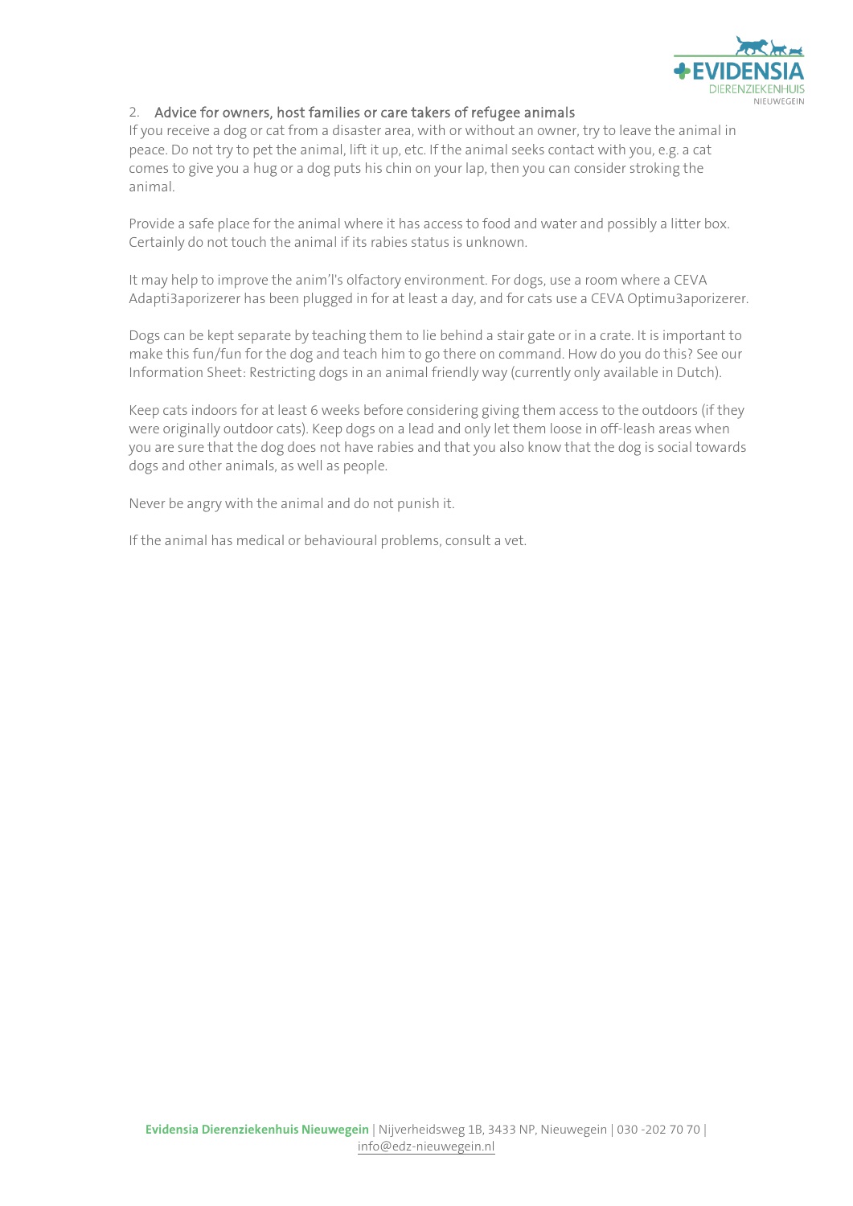## 2. Advice for owners, host families or care takers of refugee animals

If you receive a dog or cat from a disaster area, with or without an owner, try to leave the animal in peace. Do not try to pet the animal, lift it up, etc. If the animal seeks contact with you, e.g. a cat comes to give you a hug or a dog puts his chin on your lap, then you can consider stroking the animal.

Provide a safe place for the animal where it has access to food and water and possibly a litter box. Certainly do not touch the animal if its rabies status is unknown.

It may help to improve the anim'l's olfactory environment. For dogs, use a room where a CEVA Adapti3aporizerer has been plugged in for at least a day, and for cats use a CEVA Optimu3aporizerer.

Dogs can be kept separate by teaching them to lie behind a stair gate or in a crate. It is important to make this fun/fun for the dog and teach him to go there on command. How do you do this? See our Information Sheet: Restricting dogs in an animal friendly way (currently only available in Dutch).

Keep cats indoors for at least 6 weeks before considering giving them access to the outdoors (if they were originally outdoor cats). Keep dogs on a lead and only let them loose in off-leash areas when you are sure that the dog does not have rabies and that you also know that the dog is social towards dogs and other animals, as well as people.

Never be angry with the animal and do not punish it.

If the animal has medical or behavioural problems, consult a vet.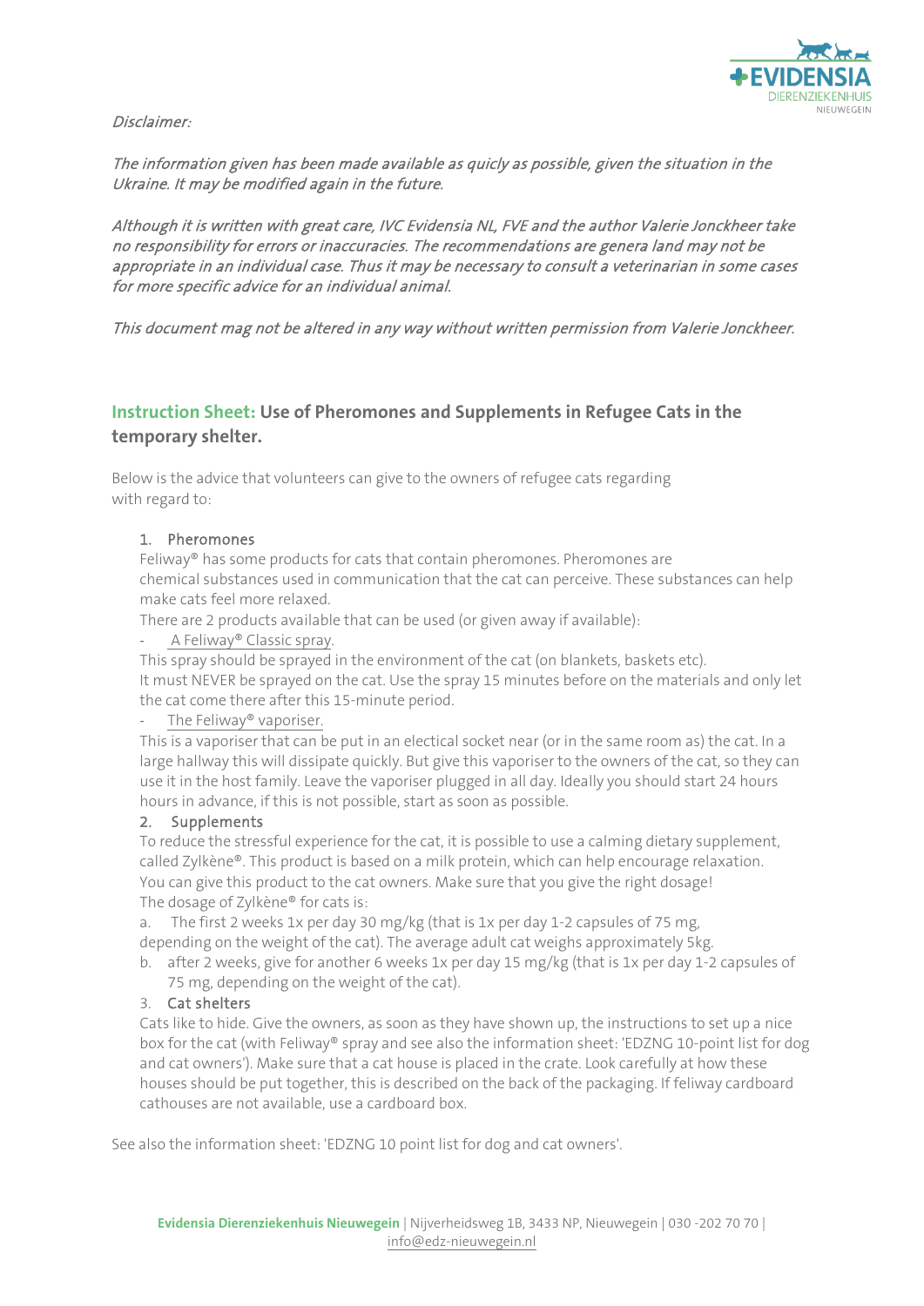*Disclaimer:*

*The information given has been made available as quicly as possible, given the situation in the Ukraine. It may be modified again in the future.*

*Although it is written with great care, IVC Evidensia NL, FVE and the author Valerie Jonckheer take no responsibility for errors or inaccuracies. The recommendations are genera land may not be appropriate in an individual case. Thus it may be necessary to consult a veterinarian in some cases for more specific advice for an individual animal.*

*This document mag not be altered in any way without written permission from Valerie Jonckheer.*

## Instruction Sheet: Use of Pheromones and Supplements in Refugee Cats in the temporary shelter.

Below is the advice that volunteers can give to the owners of refugee cats regarding with regard to:

1. Pheromones

   Feliway® has some products for cats that contain pheromones. Pheromones are chemical substances used in communication that the cat can perceive. These substances can help make cats feel more relaxed.

   There are 2 products available that can be used (or given away if available):

   - A Feliway® Classic spray.

   This spray should be sprayed in the environment of the cat (on blankets, baskets etc). It must NEVER be sprayed on the cat. Use the spray 15 minutes before on the materials and only let the cat come there after this 15-minute period.

   - The Feliway® vaporiser.

   This is a vaporiser that can be put in an electical socket near (or in the same room as) the cat. In a large hallway this will dissipate quickly. But give this vaporiser to the owners of the cat, so they can use it in the host family. Leave the vaporiser plugged in all day. Ideally you should start 24 hours hours in advance, if this is not possible, start as soon as possible.

2. Supplements

   To reduce the stressful experience for the cat, it is possible to use a calming dietary supplement, called Zylkène®. This product is based on a milk protein, which can help encourage relaxation. You can give this product to the cat owners. Make sure that you give the right dosage!

   The dosage of Zylkène® for cats is:

   a. The first 2 weeks 1x per day 30 mg/kg (that is 1x per day 1-2 capsules of 75 mg, depending on the weight of the cat). The average adult cat weighs approximately 5kg.

   b. after 2 weeks, give for another 6 weeks 1x per day 15 mg/kg (that is 1x per day 1-2 capsules of 75 mg, depending on the weight of the cat).

3. Cat shelters

   Cats like to hide. Give the owners, as soon as they have shown up, the instructions to set up a nice box for the cat (with Feliway® spray and see also the information sheet: 'EDZNG 10-point list for dog and cat owners'). Make sure that a cat house is placed in the crate. Look carefully at how these houses should be put together, this is described on the back of the packaging. If feliway cardboard cathouses are not available, use a cardboard box.

See also the information sheet: 'EDZNG 10 point list for dog and cat owners'.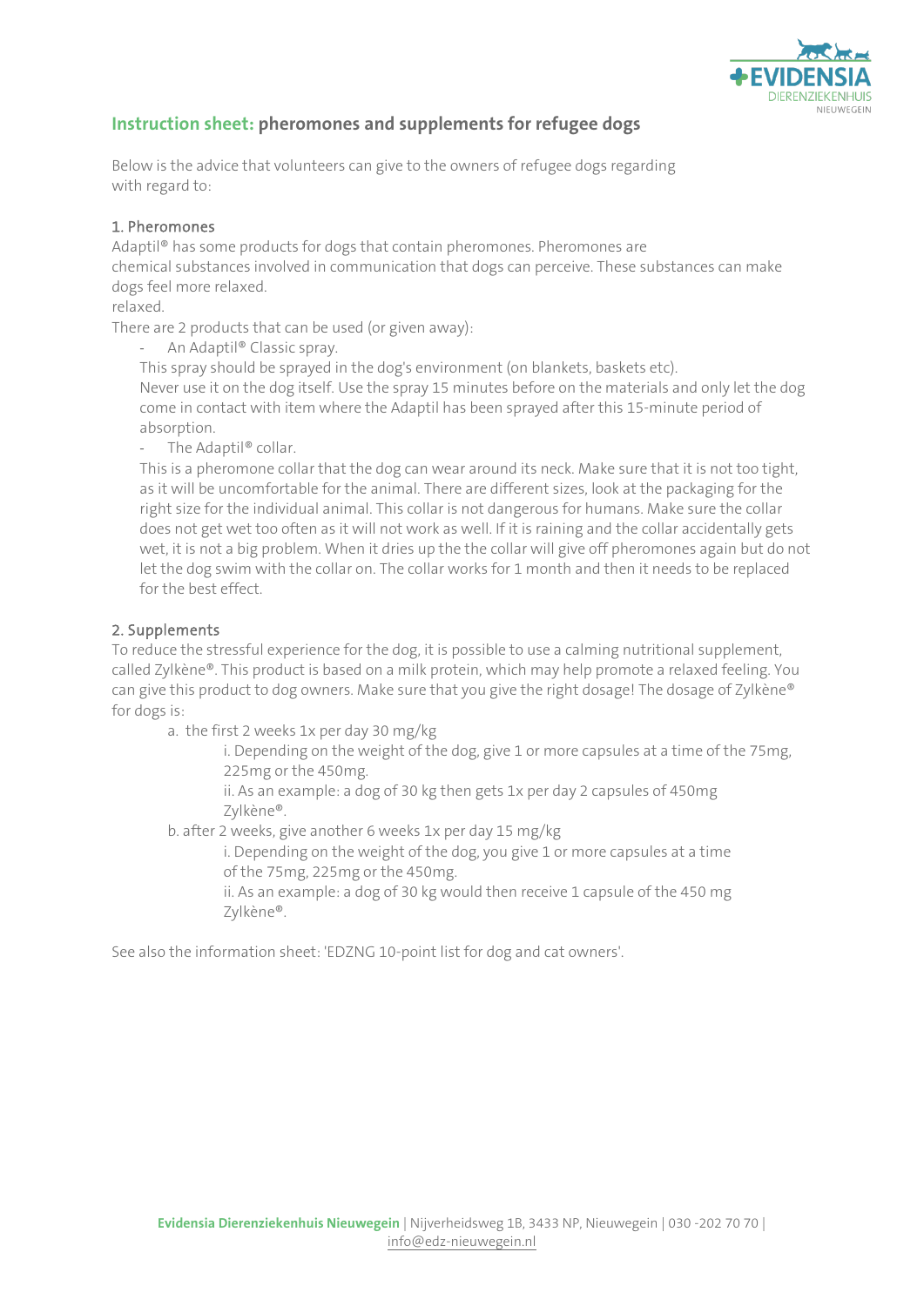## **Instruction sheet:** pheromones and supplements for refugee dogs

Below is the advice that volunteers can give to the owners of refugee dogs regarding with regard to:

### 1. Pheromones

Adaptil® has some products for dogs that contain pheromones. Pheromones are chemical substances involved in communication that dogs can perceive. These substances can make dogs feel more relaxed.
relaxed.
There are 2 products that can be used (or given away):

- An Adaptil® Classic spray.

  This spray should be sprayed in the dog's environment (on blankets, baskets etc). Never use it on the dog itself. Use the spray 15 minutes before on the materials and only let the dog come in contact with item where the Adaptil has been sprayed after this 15-minute period of absorption.

- The Adaptil® collar.

  This is a pheromone collar that the dog can wear around its neck. Make sure that it is not too tight, as it will be uncomfortable for the animal. There are different sizes, look at the packaging for the right size for the individual animal. This collar is not dangerous for humans. Make sure the collar does not get wet too often as it will not work as well. If it is raining and the collar accidentally gets wet, it is not a big problem. When it dries up the the collar will give off pheromones again but do not let the dog swim with the collar on. The collar works for 1 month and then it needs to be replaced for the best effect.

### 2. Supplements

To reduce the stressful experience for the dog, it is possible to use a calming nutritional supplement, called Zylkène®. This product is based on a milk protein, which may help promote a relaxed feeling. You can give this product to dog owners. Make sure that you give the right dosage! The dosage of Zylkène® for dogs is:

a. the first 2 weeks 1x per day 30 mg/kg
   i. Depending on the weight of the dog, give 1 or more capsules at a time of the 75mg, 225mg or the 450mg.
   ii. As an example: a dog of 30 kg then gets 1x per day 2 capsules of 450mg Zylkène®.

b. after 2 weeks, give another 6 weeks 1x per day 15 mg/kg
   i. Depending on the weight of the dog, you give 1 or more capsules at a time of the 75mg, 225mg or the 450mg.
   ii. As an example: a dog of 30 kg would then receive 1 capsule of the 450 mg Zylkène®.

See also the information sheet: 'EDZNG 10-point list for dog and cat owners'.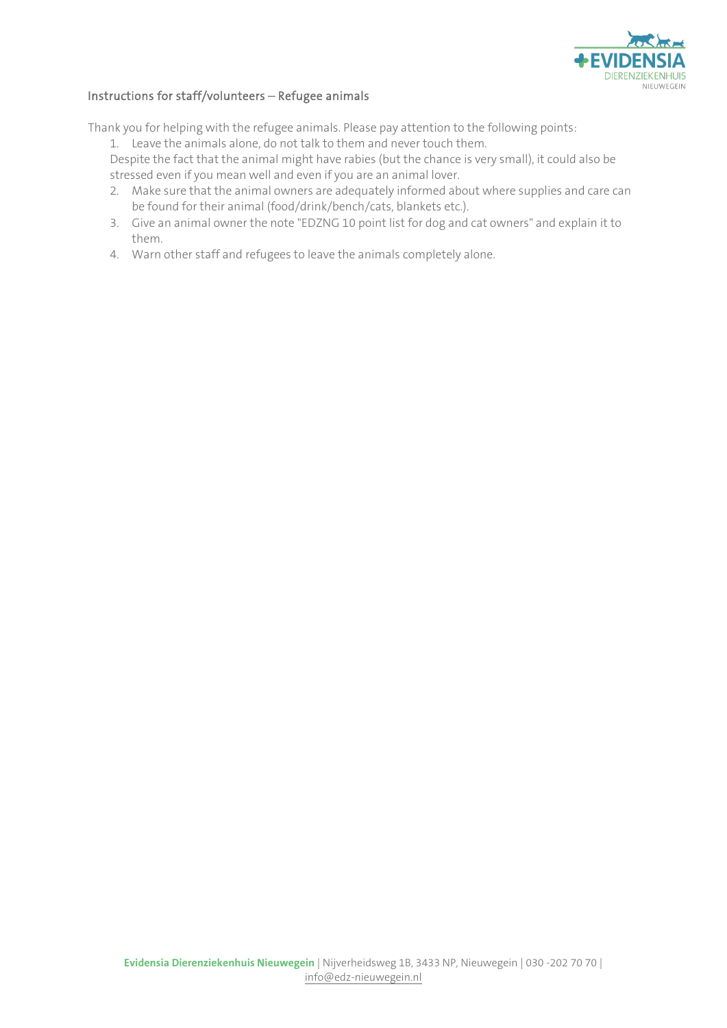## Instructions for staff/volunteers – Refugee animals

Thank you for helping with the refugee animals. Please pay attention to the following points:

1. Leave the animals alone, do not talk to them and never touch them.
   Despite the fact that the animal might have rabies (but the chance is very small), it could also be stressed even if you mean well and even if you are an animal lover.
2. Make sure that the animal owners are adequately informed about where supplies and care can be found for their animal (food/drink/bench/cats, blankets etc.).
3. Give an animal owner the note "EDZNG 10 point list for dog and cat owners" and explain it to them.
4. Warn other staff and refugees to leave the animals completely alone.

**Evidensia Dierenziekenhuis Nieuwegein** | Nijverheidsweg 1B, 3433 NP, Nieuwegein | 030 -202 70 70 | info@edz-nieuwegein.nl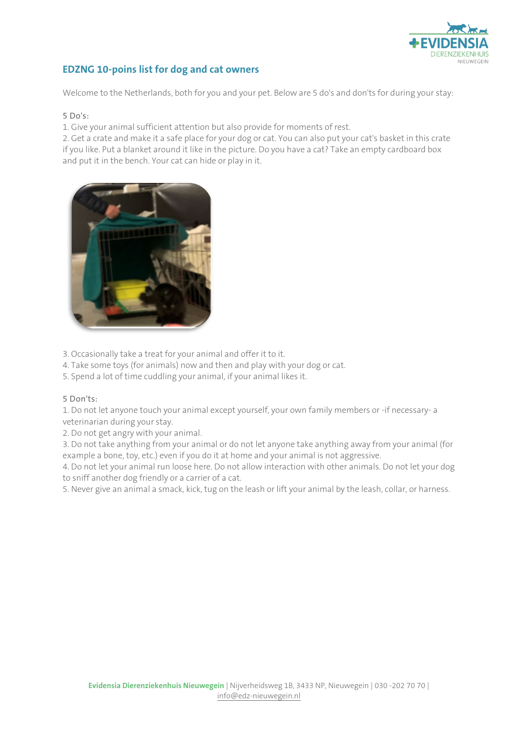## EDZNG 10-poins list for dog and cat owners

Welcome to the Netherlands, both for you and your pet. Below are 5 do's and don'ts for during your stay:

5 Do's:

1. Give your animal sufficient attention but also provide for moments of rest.
2. Get a crate and make it a safe place for your dog or cat. You can also put your cat's basket in this crate if you like. Put a blanket around it like in the picture. Do you have a cat? Take an empty cardboard box and put it in the bench. Your cat can hide or play in it.
3. Occasionally take a treat for your animal and offer it to it.
4. Take some toys (for animals) now and then and play with your dog or cat.
5. Spend a lot of time cuddling your animal, if your animal likes it.

5 Don'ts:

1. Do not let anyone touch your animal except yourself, your own family members or -if necessary- a veterinarian during your stay.
2. Do not get angry with your animal.
3. Do not take anything from your animal or do not let anyone take anything away from your animal (for example a bone, toy, etc.) even if you do it at home and your animal is not aggressive.
4. Do not let your animal run loose here. Do not allow interaction with other animals. Do not let your dog to sniff another dog friendly or a carrier of a cat.
5. Never give an animal a smack, kick, tug on the leash or lift your animal by the leash, collar, or harness.

**Evidensia Dierenziekenhuis Nieuwegein** | Nijverheidsweg 1B, 3433 NP, Nieuwegein | 030 -202 70 70 | info@edz-nieuwegein.nl